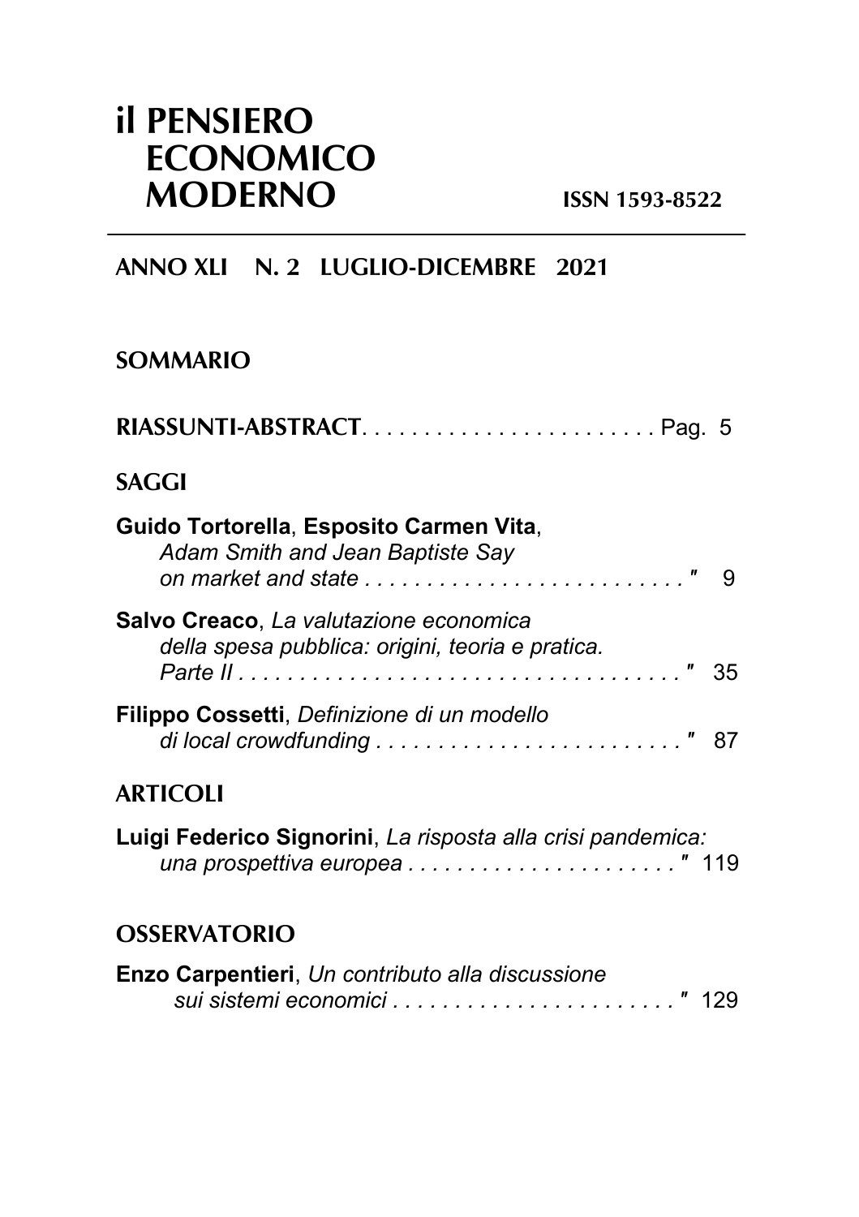# il PENSIERO ECONOMICO MODERNO

ISSN 1593-8522

## ANNO XLI N. 2 LUGLIO-DICEMBRE 2021

## SOMMARIO

**RIASSUNTI-ABSTRACT** . . . . . . . . . . . . . . . . . . . . . . . . Pag. 5

## SAGGI

**Guido Tortorella**, **Esposito Carmen Vita**, *Adam Smith and Jean Baptiste Say on market and state* . . . . . . . . . . . . . . . . . . . . . . . . ″ 9

**Salvo Creaco**, *La valutazione economica della spesa pubblica: origini, teoria e pratica. Parte II* . . . . . . . . . . . . . . . . . . . . . . . . . . . . . . . . . . ″ 35

**Filippo Cossetti**, *Definizione di un modello di local crowdfunding* . . . . . . . . . . . . . . . . . . . . . . . . ″ 87

## ARTICOLI

**Luigi Federico Signorini**, *La risposta alla crisi pandemica: una prospettiva europea* . . . . . . . . . . . . . . . . . . . . . ″ 119

## OSSERVATORIO

**Enzo Carpentieri**, *Un contributo alla discussione sui sistemi economici* . . . . . . . . . . . . . . . . . . . . . . ″ 129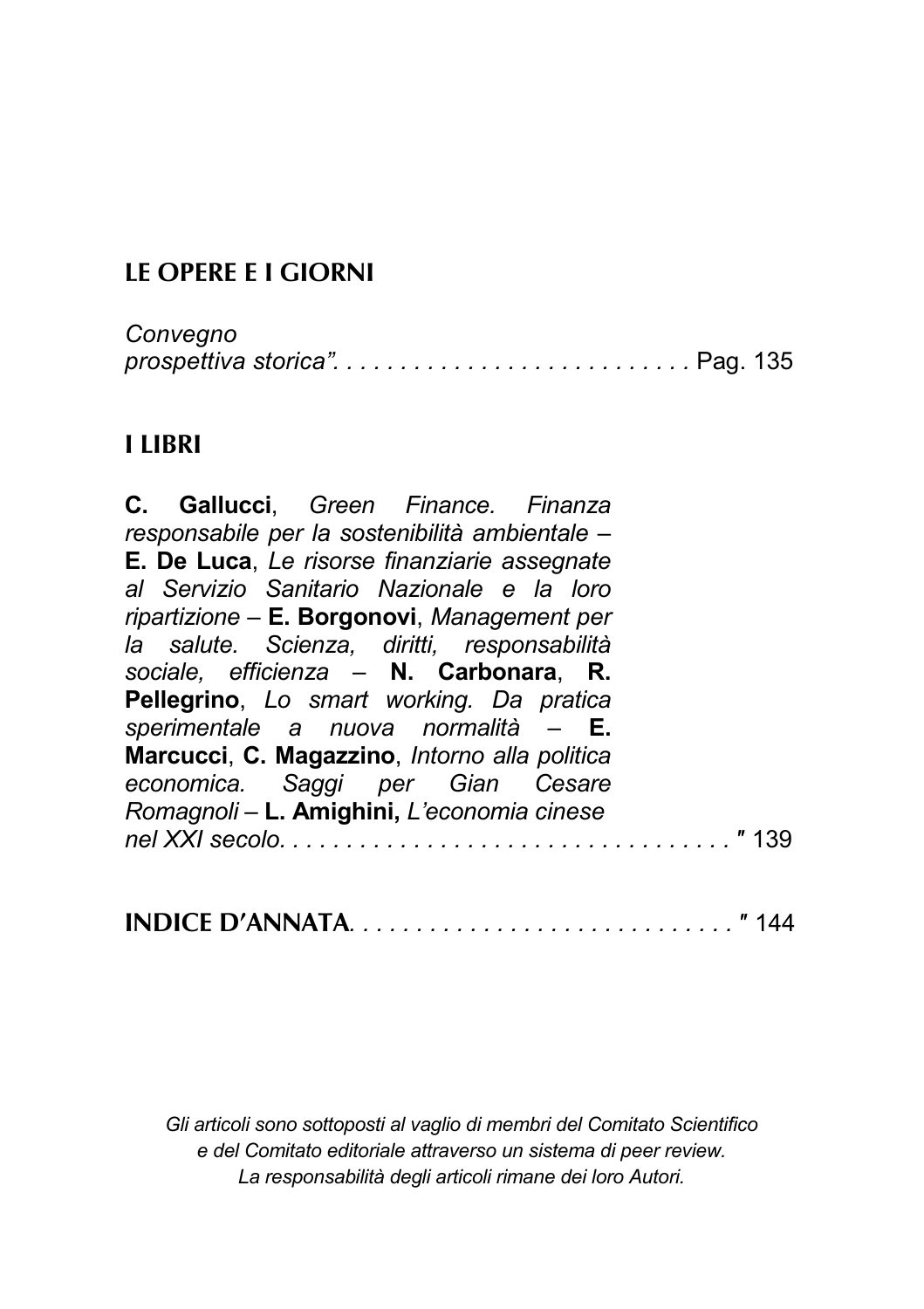## LE OPERE E I GIORNI

*Convegno*
*prospettiva storica”.* . . . . . . . . . . . . . . . . . . . . . . . . . Pag. 135

## I LIBRI

**C. Gallucci**, *Green Finance. Finanza responsabile per la sostenibilità ambientale* – **E. De Luca**, *Le risorse finanziarie assegnate al Servizio Sanitario Nazionale e la loro ripartizione* – **E. Borgonovi**, *Management per la salute. Scienza, diritti, responsabilità sociale, efficienza* – **N. Carbonara**, **R. Pellegrino**, *Lo smart working. Da pratica sperimentale a nuova normalità* – **E. Marcucci**, **C. Magazzino**, *Intorno alla politica economica. Saggi per Gian Cesare Romagnoli* – **L. Amighini,** *L’economia cinese nel XXI secolo.* . . . . . . . . . . . . . . . . . . . . . . . . . . . . . . . . ″ 139

**INDICE D’ANNATA**. . . . . . . . . . . . . . . . . . . . . . . . . . . . ″ 144

*Gli articoli sono sottoposti al vaglio di membri del Comitato Scientifico e del Comitato editoriale attraverso un sistema di peer review. La responsabilità degli articoli rimane dei loro Autori.*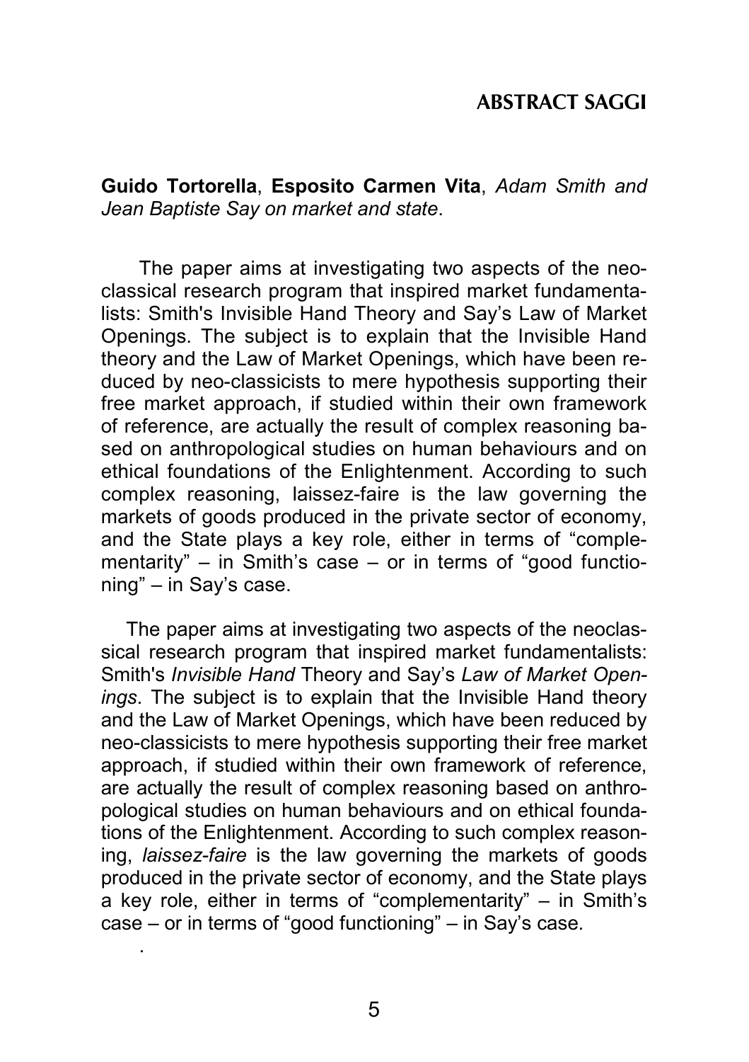## ABSTRACT SAGGI

**Guido Tortorella**, **Esposito Carmen Vita**, *Adam Smith and Jean Baptiste Say on market and state*.

The paper aims at investigating two aspects of the neo-classical research program that inspired market fundamentalists: Smith's Invisible Hand Theory and Say's Law of Market Openings. The subject is to explain that the Invisible Hand theory and the Law of Market Openings, which have been reduced by neo-classicists to mere hypothesis supporting their free market approach, if studied within their own framework of reference, are actually the result of complex reasoning based on anthropological studies on human behaviours and on ethical foundations of the Enlightenment. According to such complex reasoning, laissez-faire is the law governing the markets of goods produced in the private sector of economy, and the State plays a key role, either in terms of "complementarity" – in Smith's case – or in terms of "good functioning" – in Say's case.

The paper aims at investigating two aspects of the neoclassical research program that inspired market fundamentalists: Smith's *Invisible Hand* Theory and Say's *Law of Market Openings*. The subject is to explain that the Invisible Hand theory and the Law of Market Openings, which have been reduced by neo-classicists to mere hypothesis supporting their free market approach, if studied within their own framework of reference, are actually the result of complex reasoning based on anthropological studies on human behaviours and on ethical foundations of the Enlightenment. According to such complex reasoning, *laissez-faire* is the law governing the markets of goods produced in the private sector of economy, and the State plays a key role, either in terms of "complementarity" – in Smith's case – or in terms of "good functioning" – in Say's case.

.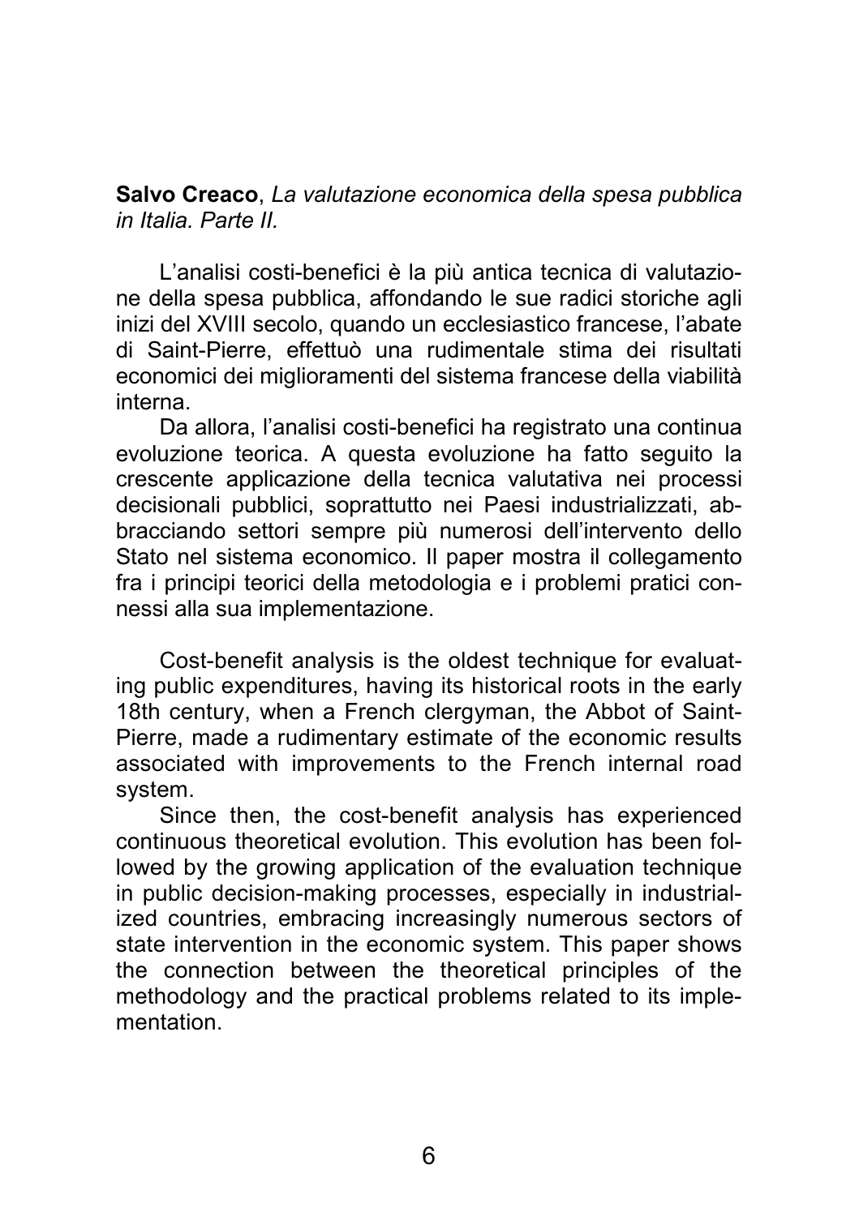**Salvo Creaco**, *La valutazione economica della spesa pubblica in Italia. Parte II.*

L'analisi costi-benefici è la più antica tecnica di valutazione della spesa pubblica, affondando le sue radici storiche agli inizi del XVIII secolo, quando un ecclesiastico francese, l'abate di Saint-Pierre, effettuò una rudimentale stima dei risultati economici dei miglioramenti del sistema francese della viabilità interna.

Da allora, l'analisi costi-benefici ha registrato una continua evoluzione teorica. A questa evoluzione ha fatto seguito la crescente applicazione della tecnica valutativa nei processi decisionali pubblici, soprattutto nei Paesi industrializzati, abbracciando settori sempre più numerosi dell'intervento dello Stato nel sistema economico. Il paper mostra il collegamento fra i principi teorici della metodologia e i problemi pratici connessi alla sua implementazione.

Cost-benefit analysis is the oldest technique for evaluating public expenditures, having its historical roots in the early 18th century, when a French clergyman, the Abbot of Saint-Pierre, made a rudimentary estimate of the economic results associated with improvements to the French internal road system.

Since then, the cost-benefit analysis has experienced continuous theoretical evolution. This evolution has been followed by the growing application of the evaluation technique in public decision-making processes, especially in industrialized countries, embracing increasingly numerous sectors of state intervention in the economic system. This paper shows the connection between the theoretical principles of the methodology and the practical problems related to its implementation.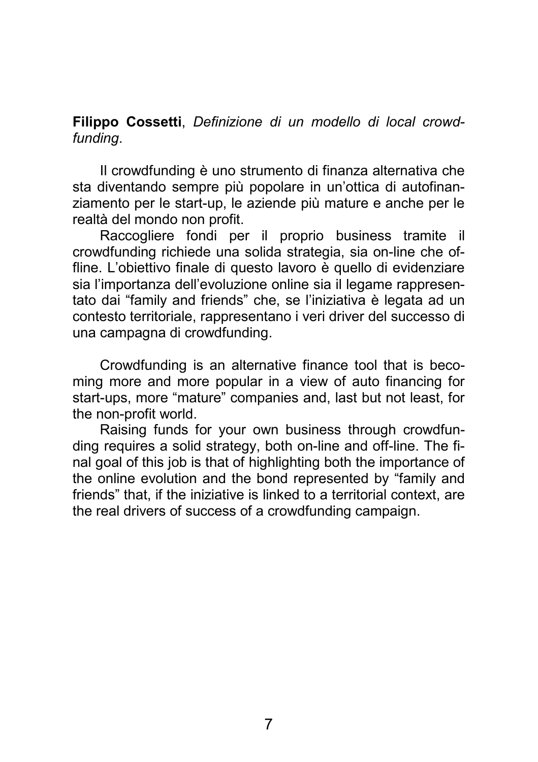**Filippo Cossetti**, *Definizione di un modello di local crowdfunding*.

Il crowdfunding è uno strumento di finanza alternativa che sta diventando sempre più popolare in un'ottica di autofinanziamento per le start-up, le aziende più mature e anche per le realtà del mondo non profit.

Raccogliere fondi per il proprio business tramite il crowdfunding richiede una solida strategia, sia on-line che offline. L'obiettivo finale di questo lavoro è quello di evidenziare sia l'importanza dell'evoluzione online sia il legame rappresentato dai "family and friends" che, se l'iniziativa è legata ad un contesto territoriale, rappresentano i veri driver del successo di una campagna di crowdfunding.

Crowdfunding is an alternative finance tool that is becoming more and more popular in a view of auto financing for start-ups, more "mature" companies and, last but not least, for the non-profit world.

Raising funds for your own business through crowdfunding requires a solid strategy, both on-line and off-line. The final goal of this job is that of highlighting both the importance of the online evolution and the bond represented by "family and friends" that, if the iniziative is linked to a territorial context, are the real drivers of success of a crowdfunding campaign.